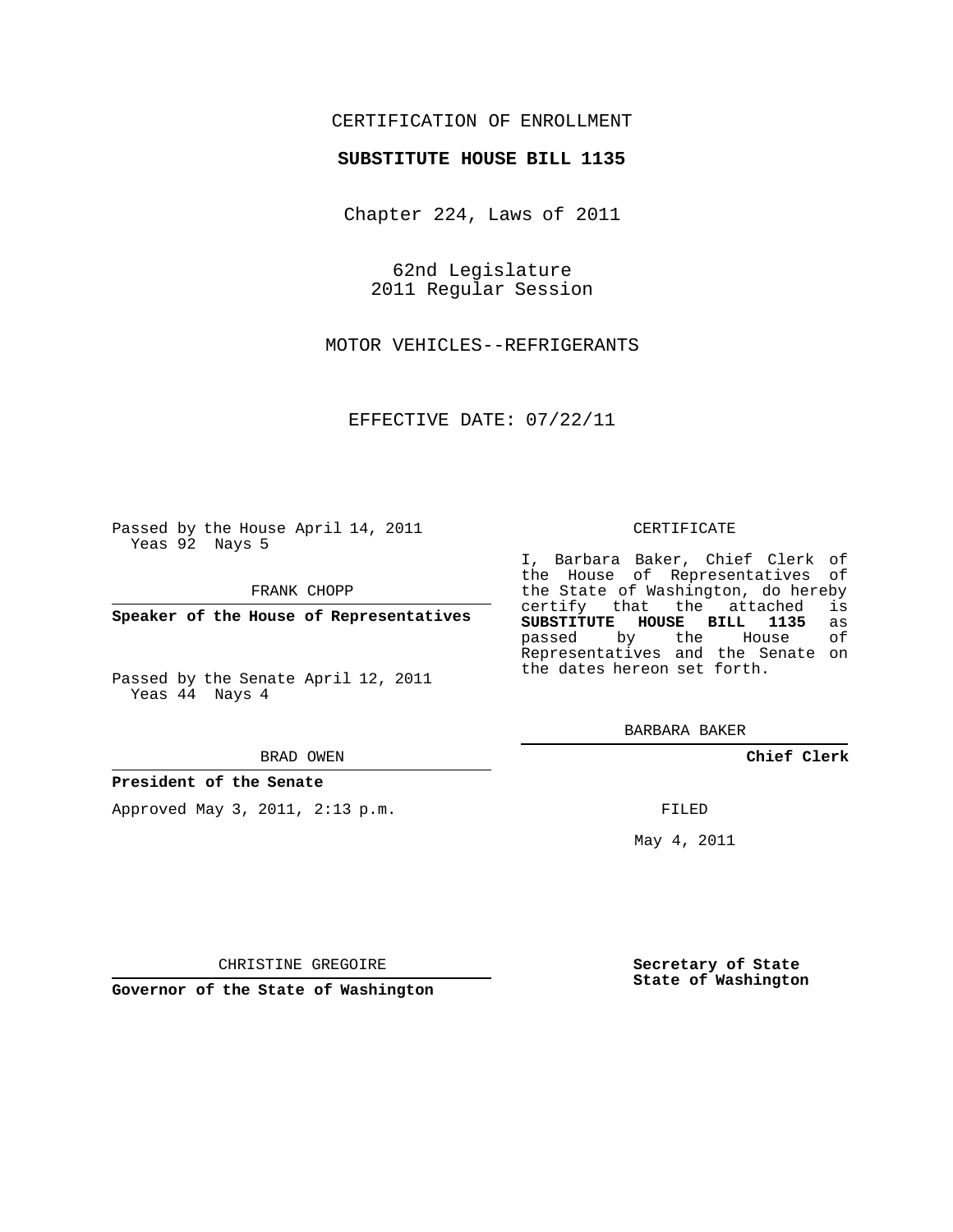CERTIFICATION OF ENROLLMENT

**SUBSTITUTE HOUSE BILL 1135**

Chapter 224, Laws of 2011

62nd Legislature
2011 Regular Session

MOTOR VEHICLES--REFRIGERANTS

EFFECTIVE DATE: 07/22/11

Passed by the House April 14, 2011
Yeas 92 Nays 5

FRANK CHOPP

**Speaker of the House of Representatives**

Passed by the Senate April 12, 2011
Yeas 44 Nays 4

BRAD OWEN

**President of the Senate**

Approved May 3, 2011, 2:13 p.m.

CHRISTINE GREGOIRE

**Governor of the State of Washington**

CERTIFICATE

I, Barbara Baker, Chief Clerk of the House of Representatives of the State of Washington, do hereby certify that the attached is **SUBSTITUTE HOUSE BILL 1135** as passed by the House of Representatives and the Senate on the dates hereon set forth.

BARBARA BAKER

**Chief Clerk**

FILED

May 4, 2011

**Secretary of State**
**State of Washington**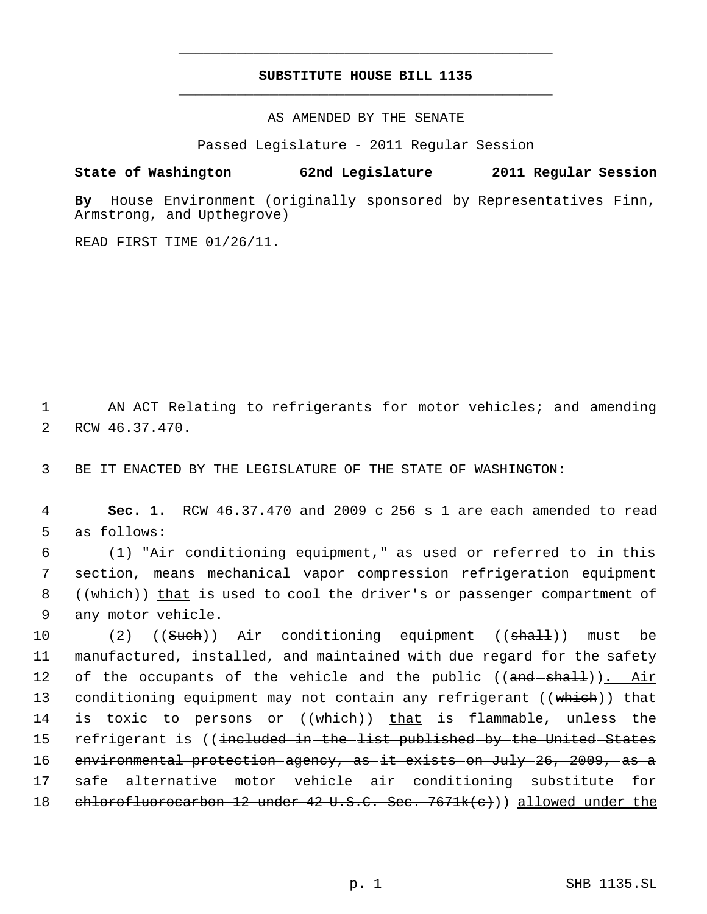**SUBSTITUTE HOUSE BILL 1135**

AS AMENDED BY THE SENATE

Passed Legislature - 2011 Regular Session

**State of Washington 62nd Legislature 2011 Regular Session**

**By** House Environment (originally sponsored by Representatives Finn, Armstrong, and Upthegrove)

READ FIRST TIME 01/26/11.

1 AN ACT Relating to refrigerants for motor vehicles; and amending
2 RCW 46.37.470.

3 BE IT ENACTED BY THE LEGISLATURE OF THE STATE OF WASHINGTON:

4 **Sec. 1.** RCW 46.37.470 and 2009 c 256 s 1 are each amended to read
5 as follows:
6 (1) "Air conditioning equipment," as used or referred to in this
7 section, means mechanical vapor compression refrigeration equipment
8 ((~~which~~)) <u>that</u> is used to cool the driver's or passenger compartment of
9 any motor vehicle.
10 (2) ((~~Such~~)) <u>Air conditioning</u> equipment ((~~shall~~)) <u>must</u> be
11 manufactured, installed, and maintained with due regard for the safety
12 of the occupants of the vehicle and the public ((~~and shall~~))<u>. Air</u>
13 <u>conditioning equipment may</u> not contain any refrigerant ((~~which~~)) <u>that</u>
14 is toxic to persons or ((~~which~~)) <u>that</u> is flammable, unless the
15 refrigerant is ((~~included in the list published by the United States~~
16 ~~environmental protection agency, as it exists on July 26, 2009, as a~~
17 ~~safe alternative motor vehicle air conditioning substitute for~~
18 ~~chlorofluorocarbon-12 under 42 U.S.C. Sec. 7671k(c)~~)) <u>allowed under the</u>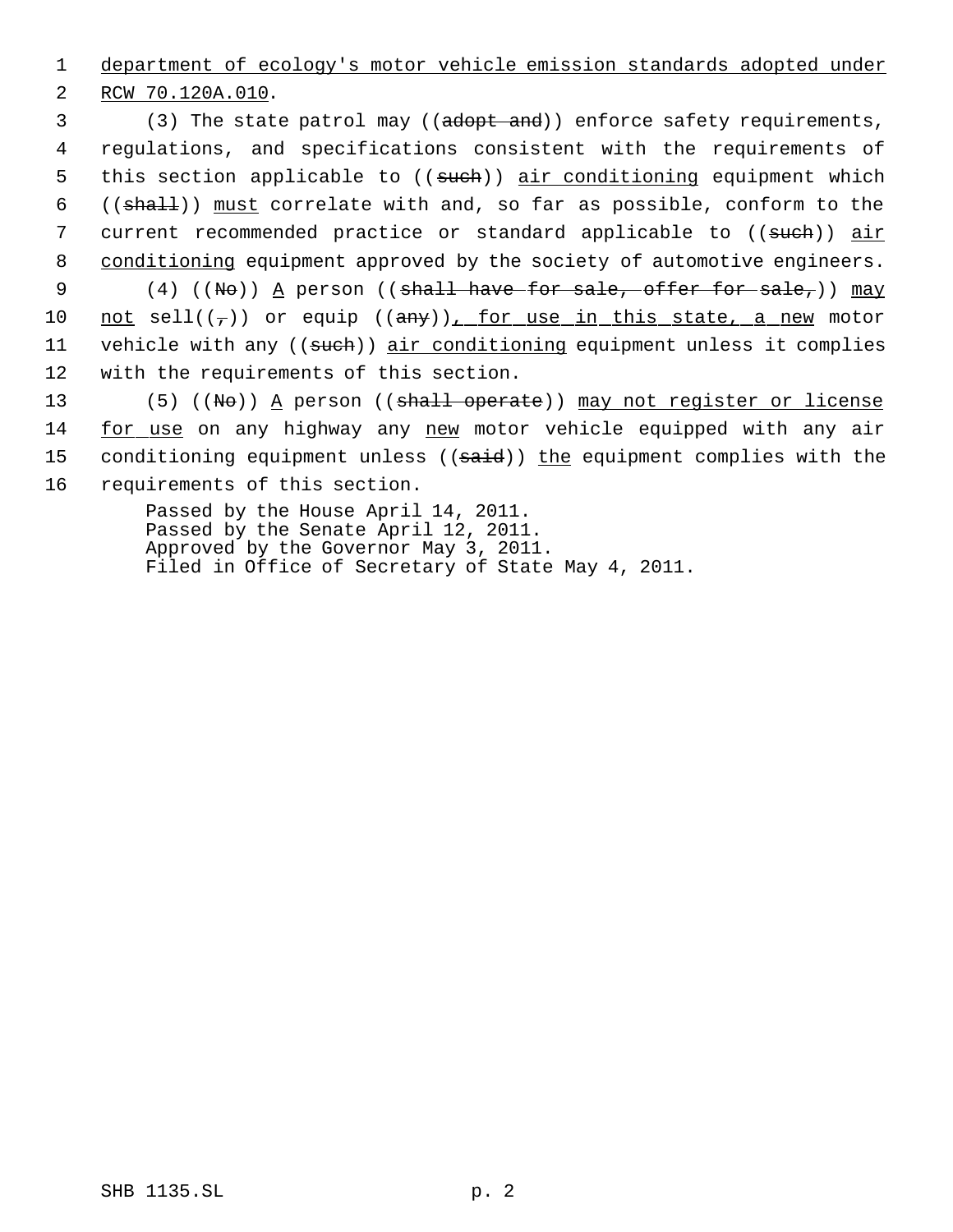department of ecology's motor vehicle emission standards adopted under RCW 70.120A.010.

(3) The state patrol may ((adopt and)) enforce safety requirements, regulations, and specifications consistent with the requirements of this section applicable to ((such)) air conditioning equipment which ((shall)) must correlate with and, so far as possible, conform to the current recommended practice or standard applicable to ((such)) air conditioning equipment approved by the society of automotive engineers.

(4) ((No)) A person ((shall have for sale, offer for sale,)) may not sell((,)) or equip ((any)), for use in this state, a new motor vehicle with any ((such)) air conditioning equipment unless it complies with the requirements of this section.

(5) ((No)) A person ((shall operate)) may not register or license for use on any highway any new motor vehicle equipped with any air conditioning equipment unless ((said)) the equipment complies with the requirements of this section.

Passed by the House April 14, 2011.
Passed by the Senate April 12, 2011.
Approved by the Governor May 3, 2011.
Filed in Office of Secretary of State May 4, 2011.